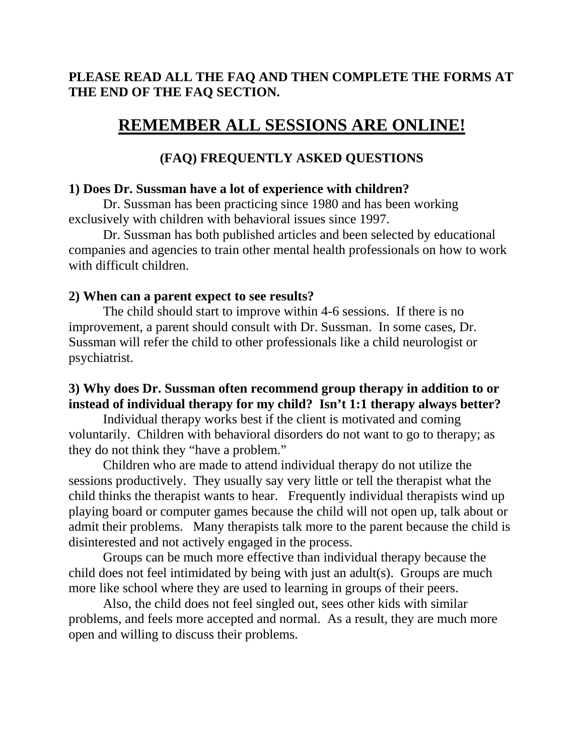**PLEASE READ ALL THE FAQ AND THEN COMPLETE THE FORMS AT THE END OF THE FAQ SECTION.**

# REMEMBER ALL SESSIONS ARE ONLINE!

## (FAQ) FREQUENTLY ASKED QUESTIONS

### 1) Does Dr. Sussman have a lot of experience with children?

Dr. Sussman has been practicing since 1980 and has been working exclusively with children with behavioral issues since 1997.

Dr. Sussman has both published articles and been selected by educational companies and agencies to train other mental health professionals on how to work with difficult children.

### 2) When can a parent expect to see results?

The child should start to improve within 4-6 sessions. If there is no improvement, a parent should consult with Dr. Sussman. In some cases, Dr. Sussman will refer the child to other professionals like a child neurologist or psychiatrist.

### 3) Why does Dr. Sussman often recommend group therapy in addition to or instead of individual therapy for my child? Isn't 1:1 therapy always better?

Individual therapy works best if the client is motivated and coming voluntarily. Children with behavioral disorders do not want to go to therapy; as they do not think they "have a problem."

Children who are made to attend individual therapy do not utilize the sessions productively. They usually say very little or tell the therapist what the child thinks the therapist wants to hear. Frequently individual therapists wind up playing board or computer games because the child will not open up, talk about or admit their problems. Many therapists talk more to the parent because the child is disinterested and not actively engaged in the process.

Groups can be much more effective than individual therapy because the child does not feel intimidated by being with just an adult(s). Groups are much more like school where they are used to learning in groups of their peers.

Also, the child does not feel singled out, sees other kids with similar problems, and feels more accepted and normal. As a result, they are much more open and willing to discuss their problems.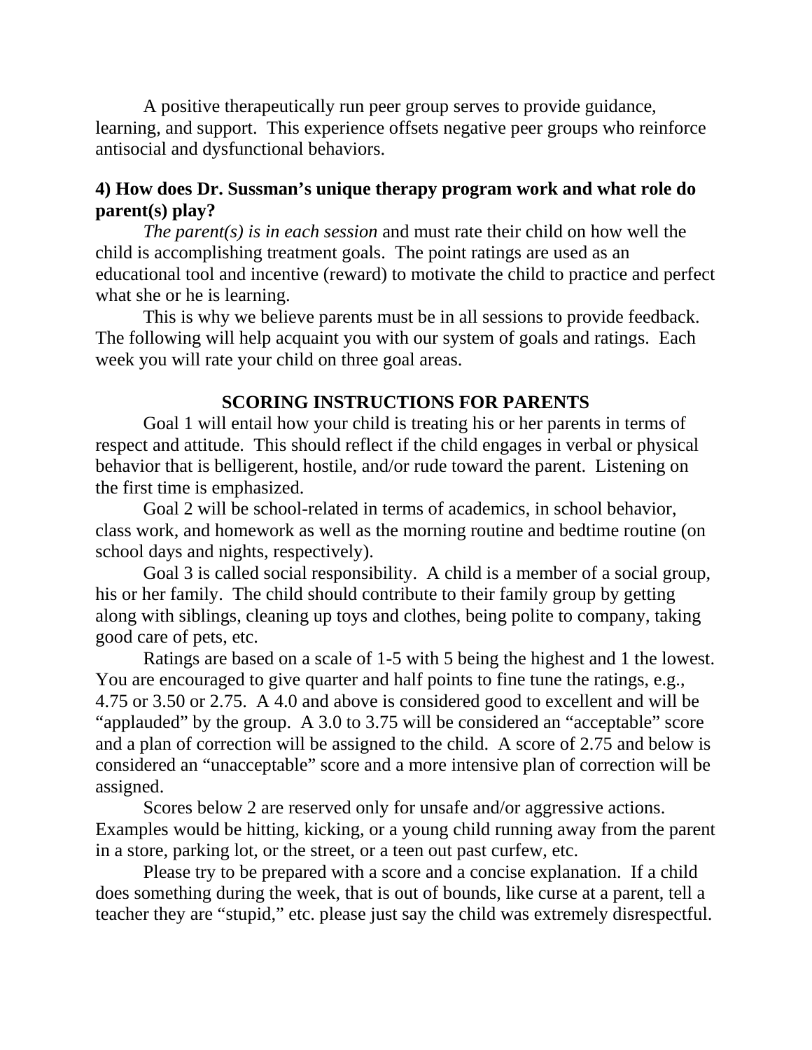A positive therapeutically run peer group serves to provide guidance, learning, and support. This experience offsets negative peer groups who reinforce antisocial and dysfunctional behaviors.

**4) How does Dr. Sussman's unique therapy program work and what role do parent(s) play?**

*The parent(s) is in each session* and must rate their child on how well the child is accomplishing treatment goals. The point ratings are used as an educational tool and incentive (reward) to motivate the child to practice and perfect what she or he is learning.

This is why we believe parents must be in all sessions to provide feedback. The following will help acquaint you with our system of goals and ratings. Each week you will rate your child on three goal areas.

**SCORING INSTRUCTIONS FOR PARENTS**

Goal 1 will entail how your child is treating his or her parents in terms of respect and attitude. This should reflect if the child engages in verbal or physical behavior that is belligerent, hostile, and/or rude toward the parent. Listening on the first time is emphasized.

Goal 2 will be school-related in terms of academics, in school behavior, class work, and homework as well as the morning routine and bedtime routine (on school days and nights, respectively).

Goal 3 is called social responsibility. A child is a member of a social group, his or her family. The child should contribute to their family group by getting along with siblings, cleaning up toys and clothes, being polite to company, taking good care of pets, etc.

Ratings are based on a scale of 1-5 with 5 being the highest and 1 the lowest. You are encouraged to give quarter and half points to fine tune the ratings, e.g., 4.75 or 3.50 or 2.75. A 4.0 and above is considered good to excellent and will be "applauded" by the group. A 3.0 to 3.75 will be considered an "acceptable" score and a plan of correction will be assigned to the child. A score of 2.75 and below is considered an "unacceptable" score and a more intensive plan of correction will be assigned.

Scores below 2 are reserved only for unsafe and/or aggressive actions. Examples would be hitting, kicking, or a young child running away from the parent in a store, parking lot, or the street, or a teen out past curfew, etc.

Please try to be prepared with a score and a concise explanation. If a child does something during the week, that is out of bounds, like curse at a parent, tell a teacher they are "stupid," etc. please just say the child was extremely disrespectful.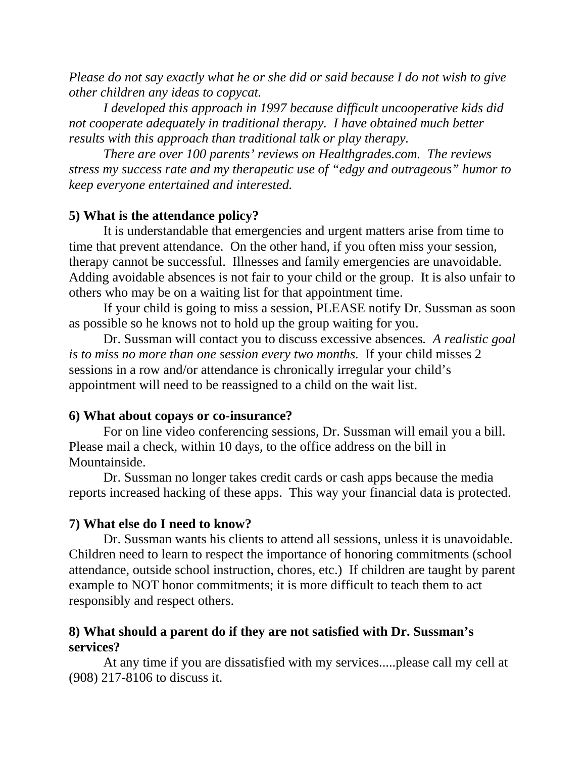*Please do not say exactly what he or she did or said because I do not wish to give other children any ideas to copycat.*

*I developed this approach in 1997 because difficult uncooperative kids did not cooperate adequately in traditional therapy. I have obtained much better results with this approach than traditional talk or play therapy.*

*There are over 100 parents' reviews on Healthgrades.com. The reviews stress my success rate and my therapeutic use of "edgy and outrageous" humor to keep everyone entertained and interested.*

**5) What is the attendance policy?**

It is understandable that emergencies and urgent matters arise from time to time that prevent attendance. On the other hand, if you often miss your session, therapy cannot be successful. Illnesses and family emergencies are unavoidable. Adding avoidable absences is not fair to your child or the group. It is also unfair to others who may be on a waiting list for that appointment time.

If your child is going to miss a session, PLEASE notify Dr. Sussman as soon as possible so he knows not to hold up the group waiting for you.

Dr. Sussman will contact you to discuss excessive absences. *A realistic goal is to miss no more than one session every two months.* If your child misses 2 sessions in a row and/or attendance is chronically irregular your child's appointment will need to be reassigned to a child on the wait list.

**6) What about copays or co-insurance?**

For on line video conferencing sessions, Dr. Sussman will email you a bill. Please mail a check, within 10 days, to the office address on the bill in Mountainside.

Dr. Sussman no longer takes credit cards or cash apps because the media reports increased hacking of these apps. This way your financial data is protected.

**7) What else do I need to know?**

Dr. Sussman wants his clients to attend all sessions, unless it is unavoidable. Children need to learn to respect the importance of honoring commitments (school attendance, outside school instruction, chores, etc.) If children are taught by parent example to NOT honor commitments; it is more difficult to teach them to act responsibly and respect others.

**8) What should a parent do if they are not satisfied with Dr. Sussman's services?**

At any time if you are dissatisfied with my services.....please call my cell at (908) 217-8106 to discuss it.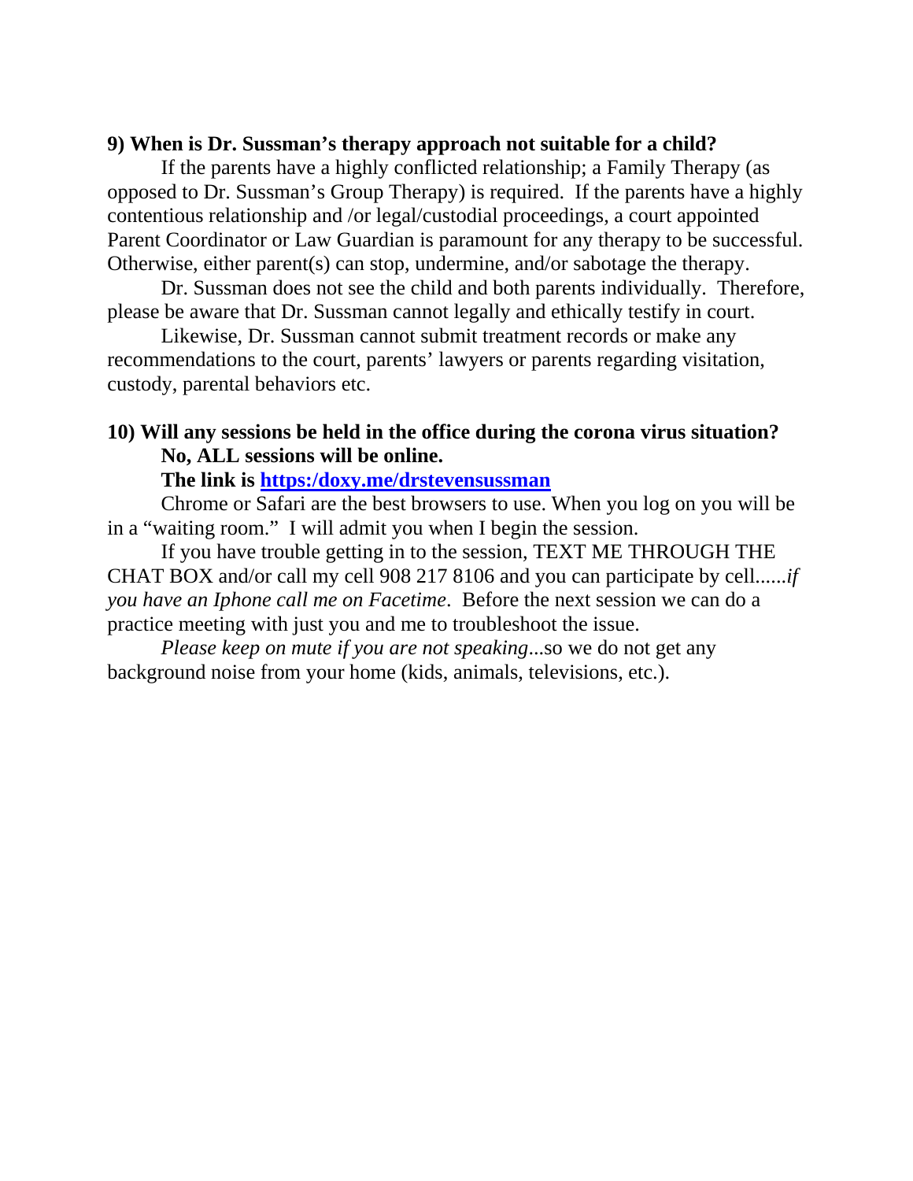**9) When is Dr. Sussman's therapy approach not suitable for a child?**

If the parents have a highly conflicted relationship; a Family Therapy (as opposed to Dr. Sussman's Group Therapy) is required. If the parents have a highly contentious relationship and /or legal/custodial proceedings, a court appointed Parent Coordinator or Law Guardian is paramount for any therapy to be successful. Otherwise, either parent(s) can stop, undermine, and/or sabotage the therapy.

Dr. Sussman does not see the child and both parents individually. Therefore, please be aware that Dr. Sussman cannot legally and ethically testify in court.

Likewise, Dr. Sussman cannot submit treatment records or make any recommendations to the court, parents' lawyers or parents regarding visitation, custody, parental behaviors etc.

**10) Will any sessions be held in the office during the corona virus situation?**

**No, ALL sessions will be online.**

**The link is [https:/doxy.me/drstevensussman](https:/doxy.me/drstevensussman)**

Chrome or Safari are the best browsers to use. When you log on you will be in a "waiting room." I will admit you when I begin the session.

If you have trouble getting in to the session, TEXT ME THROUGH THE CHAT BOX and/or call my cell 908 217 8106 and you can participate by cell......*if you have an Iphone call me on Facetime*. Before the next session we can do a practice meeting with just you and me to troubleshoot the issue.

*Please keep on mute if you are not speaking*...so we do not get any background noise from your home (kids, animals, televisions, etc.).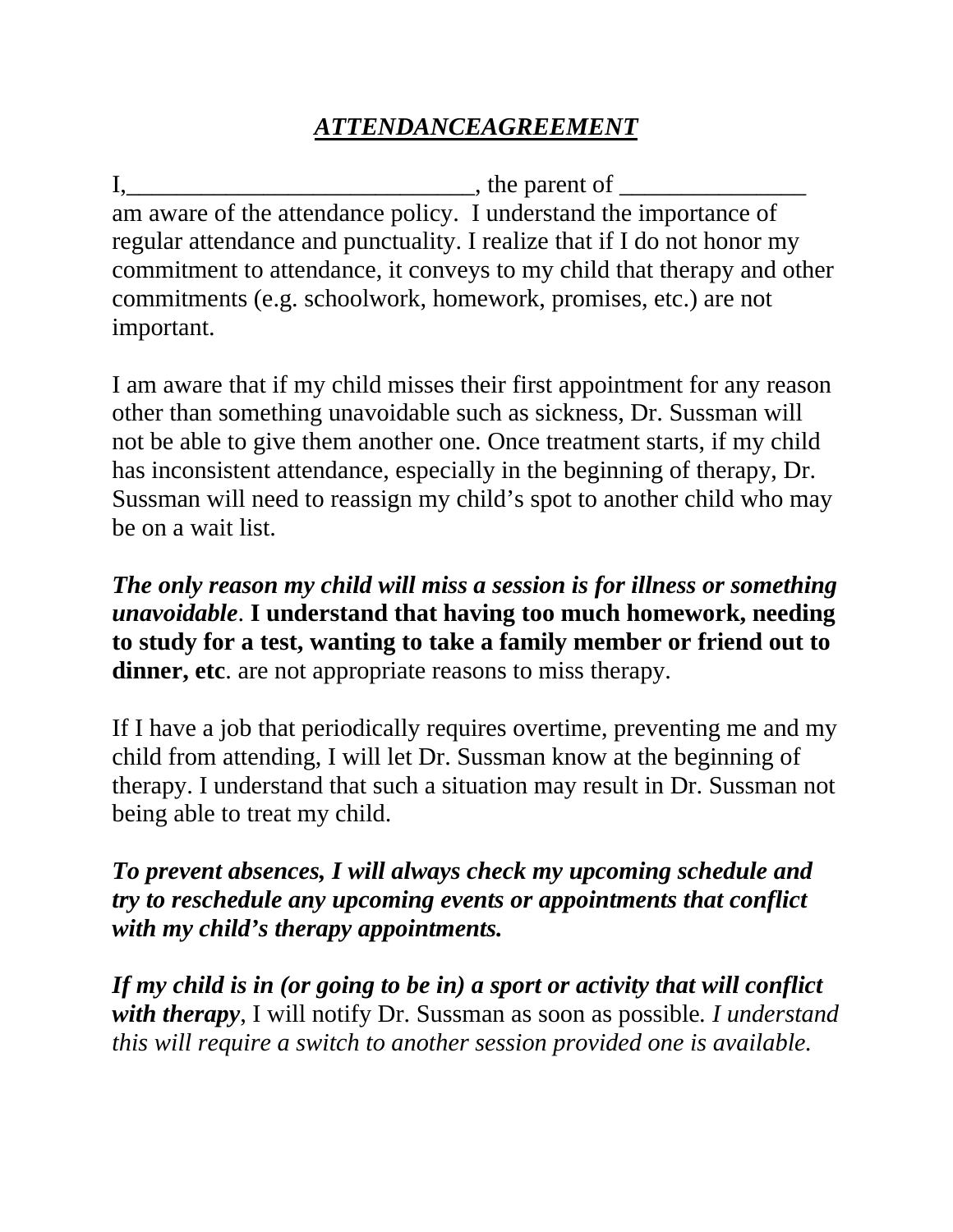# ***ATTENDANCEAGREEMENT***

I,____________________________, the parent of _______________ am aware of the attendance policy. I understand the importance of regular attendance and punctuality. I realize that if I do not honor my commitment to attendance, it conveys to my child that therapy and other commitments (e.g. schoolwork, homework, promises, etc.) are not important.

I am aware that if my child misses their first appointment for any reason other than something unavoidable such as sickness, Dr. Sussman will not be able to give them another one. Once treatment starts, if my child has inconsistent attendance, especially in the beginning of therapy, Dr. Sussman will need to reassign my child's spot to another child who may be on a wait list.

***The only reason my child will miss a session is for illness or something unavoidable***. **I understand that having too much homework, needing to study for a test, wanting to take a family member or friend out to dinner, etc**. are not appropriate reasons to miss therapy.

If I have a job that periodically requires overtime, preventing me and my child from attending, I will let Dr. Sussman know at the beginning of therapy. I understand that such a situation may result in Dr. Sussman not being able to treat my child.

***To prevent absences, I will always check my upcoming schedule and try to reschedule any upcoming events or appointments that conflict with my child's therapy appointments.***

***If my child is in (or going to be in) a sport or activity that will conflict with therapy***, I will notify Dr. Sussman as soon as possible. *I understand this will require a switch to another session provided one is available.*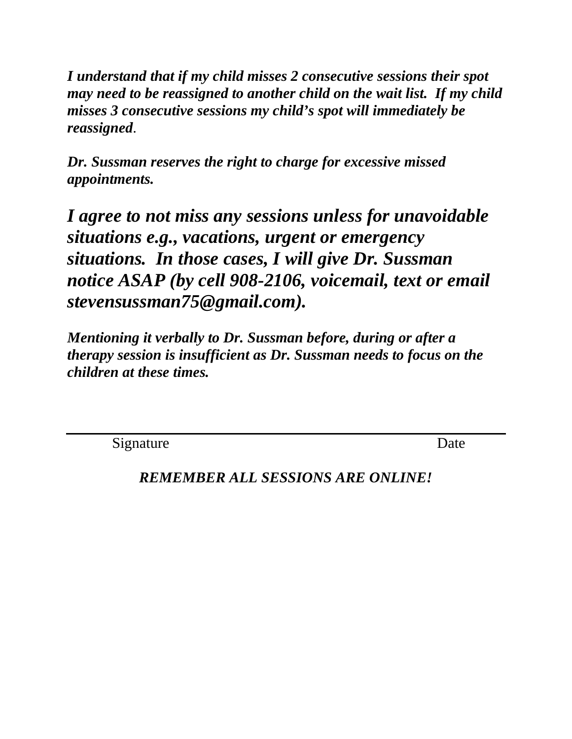***I understand that if my child misses 2 consecutive sessions their spot may need to be reassigned to another child on the wait list. If my child misses 3 consecutive sessions my child's spot will immediately be reassigned***.

***Dr. Sussman reserves the right to charge for excessive missed appointments.***

***I agree to not miss any sessions unless for unavoidable situations e.g., vacations, urgent or emergency situations. In those cases, I will give Dr. Sussman notice ASAP (by cell 908-2106, voicemail, text or email stevensussman75@gmail.com).***

***Mentioning it verbally to Dr. Sussman before, during or after a therapy session is insufficient as Dr. Sussman needs to focus on the children at these times.***

_______________________________________________

Signature                                                            Date

***REMEMBER ALL SESSIONS ARE ONLINE!***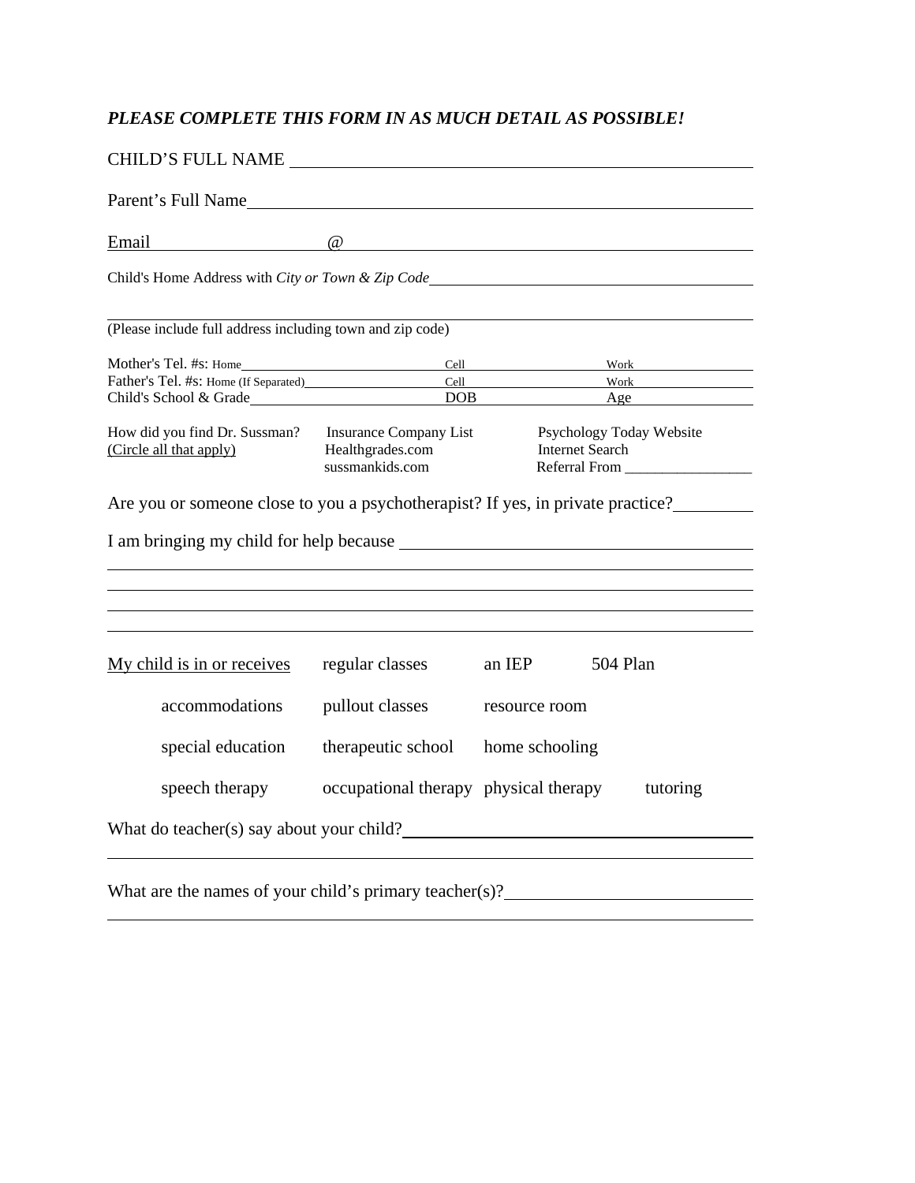***PLEASE COMPLETE THIS FORM IN AS MUCH DETAIL AS POSSIBLE!***

CHILD'S FULL NAME ______________________________________________

Parent's Full Name______________________________________________

Email ____________________@_____________________________________

Child's Home Address with *City or Town & Zip Code*_________________________________

_____________________________________________________________

(Please include full address including town and zip code)

Mother's Tel. #s: Home______________________ Cell__________________ Work__________________

Father's Tel. #s: Home (If Separated)______________ Cell__________________ Work__________________

Child's School & Grade______________________ DOB__________________ Age__________________

How did you find Dr. Sussman? (Circle all that apply)

- Insurance Company List
- Psychology Today Website
- Healthgrades.com
- Internet Search
- sussmankids.com
- Referral From _________________

Are you or someone close to you a psychotherapist? If yes, in private practice?_________

I am bringing my child for help because ______________________________________

_____________________________________________________________

_____________________________________________________________

_____________________________________________________________

_____________________________________________________________

My child is in or receives

| | | | |
|---|---|---|---|
| regular classes | an IEP | 504 Plan | |
| accommodations | pullout classes | resource room | |
| special education | therapeutic school | home schooling | |
| speech therapy | occupational therapy | physical therapy | tutoring |

What do teacher(s) say about your child?______________________________________

_____________________________________________________________

What are the names of your child's primary teacher(s)?____________________________

_____________________________________________________________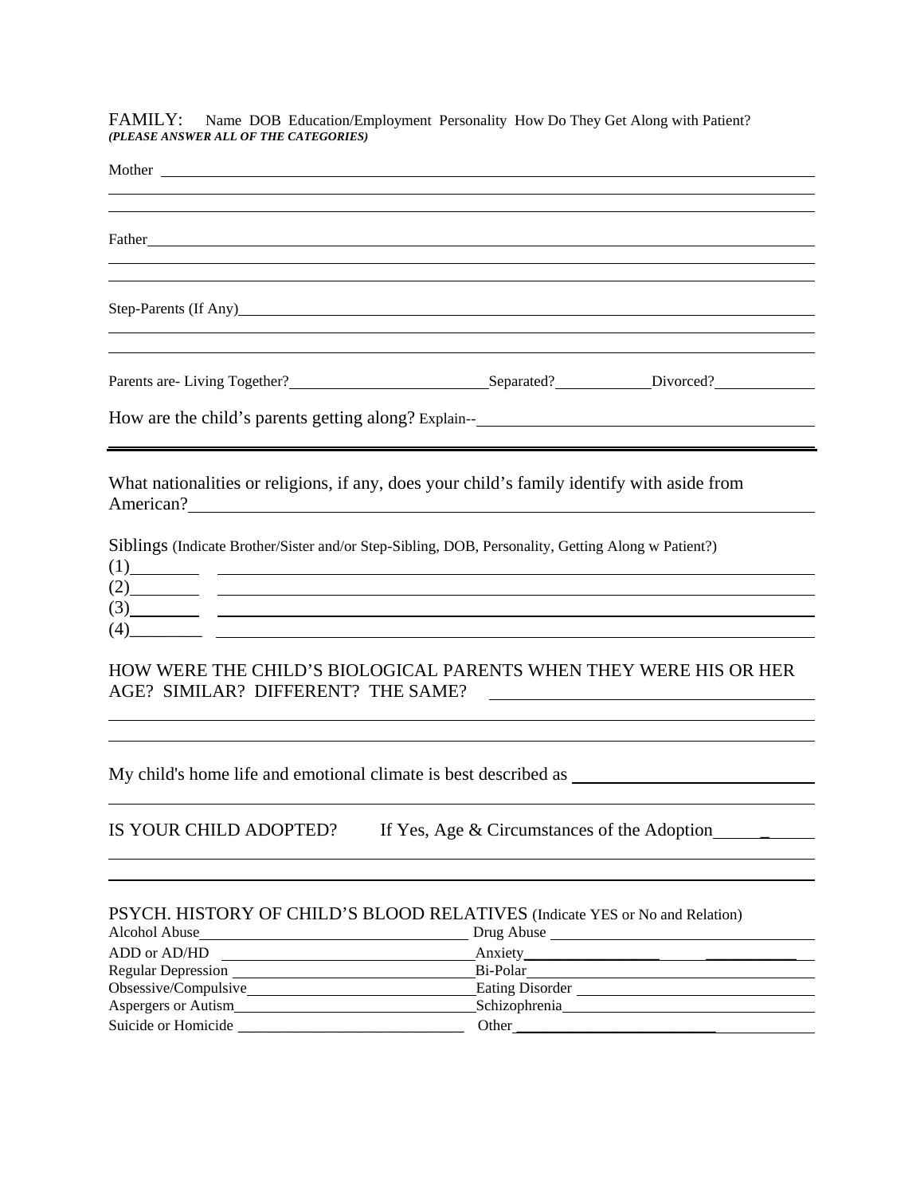FAMILY: Name DOB Education/Employment Personality How Do They Get Along with Patient?
***(PLEASE ANSWER ALL OF THE CATEGORIES)***

Mother ______________________________________________________________________

______________________________________________________________________

______________________________________________________________________

Father ______________________________________________________________________

______________________________________________________________________

______________________________________________________________________

Step-Parents (If Any) ______________________________________________________________________

______________________________________________________________________

______________________________________________________________________

Parents are- Living Together? ______________ Separated? ______________ Divorced? ______________

How are the child's parents getting along? Explain-- ______________________________________________________________________

______________________________________________________________________

What nationalities or religions, if any, does your child's family identify with aside from American? ______________________________________________________________________

Siblings (Indicate Brother/Sister and/or Step-Sibling, DOB, Personality, Getting Along w Patient?)

(1) __________ ______________________________________________________________________
(2) __________ ______________________________________________________________________
(3) __________ ______________________________________________________________________
(4) __________ ______________________________________________________________________

HOW WERE THE CHILD'S BIOLOGICAL PARENTS WHEN THEY WERE HIS OR HER AGE? SIMILAR? DIFFERENT? THE SAME? ______________________________________________________________________

______________________________________________________________________

______________________________________________________________________

My child's home life and emotional climate is best described as ______________________________________________________________________

______________________________________________________________________

IS YOUR CHILD ADOPTED? If Yes, Age & Circumstances of the Adoption ______________________________________________________________________

______________________________________________________________________

______________________________________________________________________

PSYCH. HISTORY OF CHILD'S BLOOD RELATIVES (Indicate YES or No and Relation)

Alcohol Abuse ______________________ Drug Abuse ______________________
ADD or AD/HD ______________________ Anxiety ______________________
Regular Depression ______________________ Bi-Polar ______________________
Obsessive/Compulsive ______________________ Eating Disorder ______________________
Aspergers or Autism ______________________ Schizophrenia ______________________
Suicide or Homicide ______________________ Other ______________________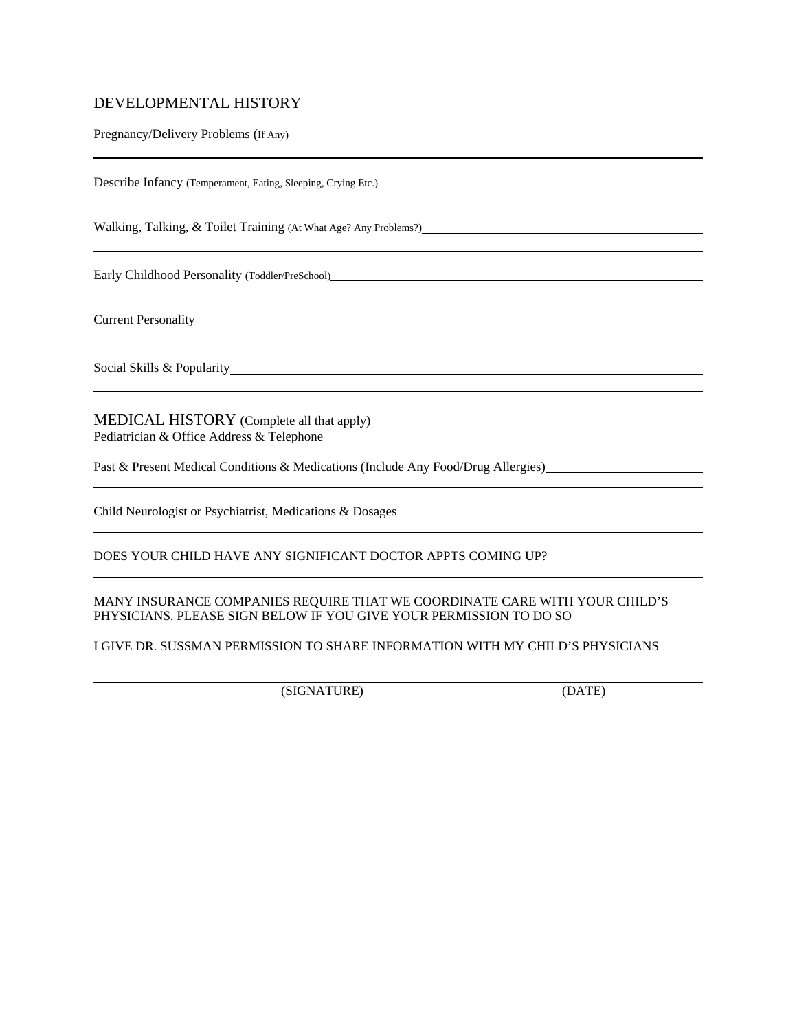## DEVELOPMENTAL HISTORY

Pregnancy/Delivery Problems (If Any)\_\_\_\_\_\_\_\_\_\_\_\_\_\_\_\_\_\_\_\_\_\_\_\_\_\_\_\_\_\_\_\_\_\_\_\_\_\_\_\_

\_\_\_\_\_\_\_\_\_\_\_\_\_\_\_\_\_\_\_\_\_\_\_\_\_\_\_\_\_\_\_\_\_\_\_\_\_\_\_\_\_\_\_\_\_\_\_\_\_\_\_\_\_\_\_\_\_\_\_\_\_\_\_\_\_\_\_\_\_\_\_\_

Describe Infancy (Temperament, Eating, Sleeping, Crying Etc.)\_\_\_\_\_\_\_\_\_\_\_\_\_\_\_\_\_\_\_\_\_\_\_\_\_\_\_\_

\_\_\_\_\_\_\_\_\_\_\_\_\_\_\_\_\_\_\_\_\_\_\_\_\_\_\_\_\_\_\_\_\_\_\_\_\_\_\_\_\_\_\_\_\_\_\_\_\_\_\_\_\_\_\_\_\_\_\_\_\_\_\_\_\_\_\_\_\_\_\_\_

Walking, Talking, & Toilet Training (At What Age? Any Problems?)\_\_\_\_\_\_\_\_\_\_\_\_\_\_\_\_\_\_\_\_\_\_\_\_\_\_

\_\_\_\_\_\_\_\_\_\_\_\_\_\_\_\_\_\_\_\_\_\_\_\_\_\_\_\_\_\_\_\_\_\_\_\_\_\_\_\_\_\_\_\_\_\_\_\_\_\_\_\_\_\_\_\_\_\_\_\_\_\_\_\_\_\_\_\_\_\_\_\_

Early Childhood Personality (Toddler/PreSchool)\_\_\_\_\_\_\_\_\_\_\_\_\_\_\_\_\_\_\_\_\_\_\_\_\_\_\_\_\_\_\_\_\_\_\_\_\_

\_\_\_\_\_\_\_\_\_\_\_\_\_\_\_\_\_\_\_\_\_\_\_\_\_\_\_\_\_\_\_\_\_\_\_\_\_\_\_\_\_\_\_\_\_\_\_\_\_\_\_\_\_\_\_\_\_\_\_\_\_\_\_\_\_\_\_\_\_\_\_\_

Current Personality\_\_\_\_\_\_\_\_\_\_\_\_\_\_\_\_\_\_\_\_\_\_\_\_\_\_\_\_\_\_\_\_\_\_\_\_\_\_\_\_\_\_\_\_\_\_\_\_\_\_\_\_\_\_\_\_

\_\_\_\_\_\_\_\_\_\_\_\_\_\_\_\_\_\_\_\_\_\_\_\_\_\_\_\_\_\_\_\_\_\_\_\_\_\_\_\_\_\_\_\_\_\_\_\_\_\_\_\_\_\_\_\_\_\_\_\_\_\_\_\_\_\_\_\_\_\_\_\_

Social Skills & Popularity\_\_\_\_\_\_\_\_\_\_\_\_\_\_\_\_\_\_\_\_\_\_\_\_\_\_\_\_\_\_\_\_\_\_\_\_\_\_\_\_\_\_\_\_\_\_\_\_\_\_\_

\_\_\_\_\_\_\_\_\_\_\_\_\_\_\_\_\_\_\_\_\_\_\_\_\_\_\_\_\_\_\_\_\_\_\_\_\_\_\_\_\_\_\_\_\_\_\_\_\_\_\_\_\_\_\_\_\_\_\_\_\_\_\_\_\_\_\_\_\_\_\_\_

## MEDICAL HISTORY (Complete all that apply)

Pediatrician & Office Address & Telephone \_\_\_\_\_\_\_\_\_\_\_\_\_\_\_\_\_\_\_\_\_\_\_\_\_\_\_\_\_\_\_\_\_\_\_\_\_\_\_\_

Past & Present Medical Conditions & Medications (Include Any Food/Drug Allergies)\_\_\_\_\_\_\_\_\_\_\_\_\_\_\_\_

\_\_\_\_\_\_\_\_\_\_\_\_\_\_\_\_\_\_\_\_\_\_\_\_\_\_\_\_\_\_\_\_\_\_\_\_\_\_\_\_\_\_\_\_\_\_\_\_\_\_\_\_\_\_\_\_\_\_\_\_\_\_\_\_\_\_\_\_\_\_\_\_

Child Neurologist or Psychiatrist, Medications & Dosages\_\_\_\_\_\_\_\_\_\_\_\_\_\_\_\_\_\_\_\_\_\_\_\_\_\_\_\_\_\_\_\_\_

\_\_\_\_\_\_\_\_\_\_\_\_\_\_\_\_\_\_\_\_\_\_\_\_\_\_\_\_\_\_\_\_\_\_\_\_\_\_\_\_\_\_\_\_\_\_\_\_\_\_\_\_\_\_\_\_\_\_\_\_\_\_\_\_\_\_\_\_\_\_\_\_

DOES YOUR CHILD HAVE ANY SIGNIFICANT DOCTOR APPTS COMING UP?

\_\_\_\_\_\_\_\_\_\_\_\_\_\_\_\_\_\_\_\_\_\_\_\_\_\_\_\_\_\_\_\_\_\_\_\_\_\_\_\_\_\_\_\_\_\_\_\_\_\_\_\_\_\_\_\_\_\_\_\_\_\_\_\_\_\_\_\_\_\_\_\_

MANY INSURANCE COMPANIES REQUIRE THAT WE COORDINATE CARE WITH YOUR CHILD'S PHYSICIANS. PLEASE SIGN BELOW IF YOU GIVE YOUR PERMISSION TO DO SO

I GIVE DR. SUSSMAN PERMISSION TO SHARE INFORMATION WITH MY CHILD'S PHYSICIANS

\_\_\_\_\_\_\_\_\_\_\_\_\_\_\_\_\_\_\_\_\_\_\_\_\_\_\_\_\_\_\_\_\_\_\_\_\_\_\_\_\_\_\_\_\_\_\_\_\_\_\_\_\_\_\_\_\_\_\_\_\_\_\_\_\_\_\_\_\_\_\_\_

(SIGNATURE) (DATE)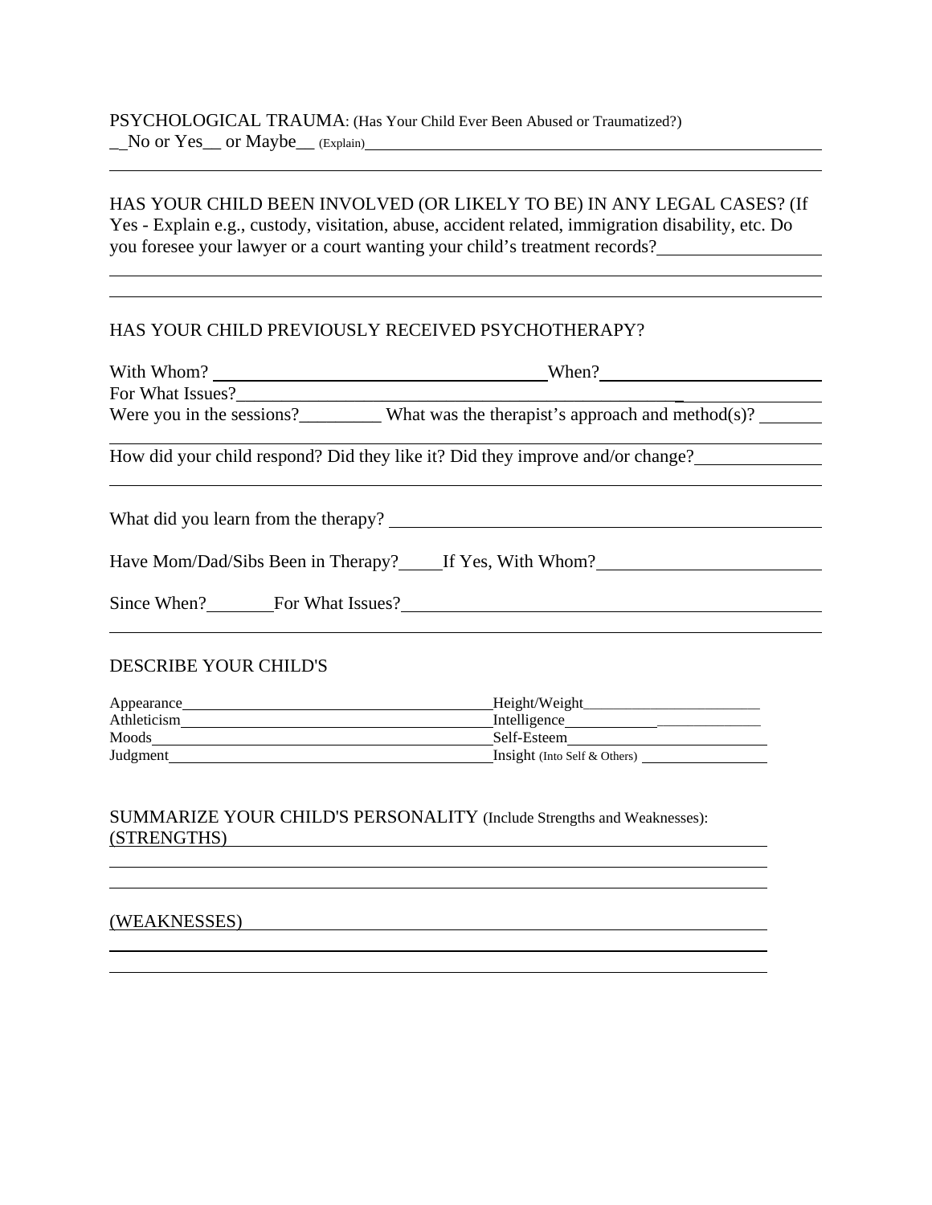PSYCHOLOGICAL TRAUMA: (Has Your Child Ever Been Abused or Traumatized?)
_ _No or Yes__ or Maybe__ (Explain)________________________________________________________________

________________________________________________________________________________

HAS YOUR CHILD BEEN INVOLVED (OR LIKELY TO BE) IN ANY LEGAL CASES? (If Yes - Explain e.g., custody, visitation, abuse, accident related, immigration disability, etc. Do you foresee your lawyer or a court wanting your child's treatment records?__________________

________________________________________________________________________________

________________________________________________________________________________

HAS YOUR CHILD PREVIOUSLY RECEIVED PSYCHOTHERAPY?

With Whom? ________________________________________When?__________________________

For What Issues?_______________________________________________________________

Were you in the sessions?_________ What was the therapist's approach and method(s)? _______

________________________________________________________________________________

How did your child respond? Did they like it? Did they improve and/or change?______________

________________________________________________________________________________

What did you learn from the therapy? ____________________________________________________

Have Mom/Dad/Sibs Been in Therapy?_____If Yes, With Whom?_________________________

Since When?________For What Issues?___________________________________________________

________________________________________________________________________________

DESCRIBE YOUR CHILD'S

Appearance________________________________________Height/Weight________________________

Athleticism_______________________________________Intelligence__________________________

Moods____________________________________________Self-Esteem__________________________

Judgment__________________________________________Insight (Into Self & Others) ________________

SUMMARIZE YOUR CHILD'S PERSONALITY (Include Strengths and Weaknesses):
(STRENGTHS) ______________________________________________________________________

________________________________________________________________________________

________________________________________________________________________________

(WEAKNESSES) _____________________________________________________________________

________________________________________________________________________________

________________________________________________________________________________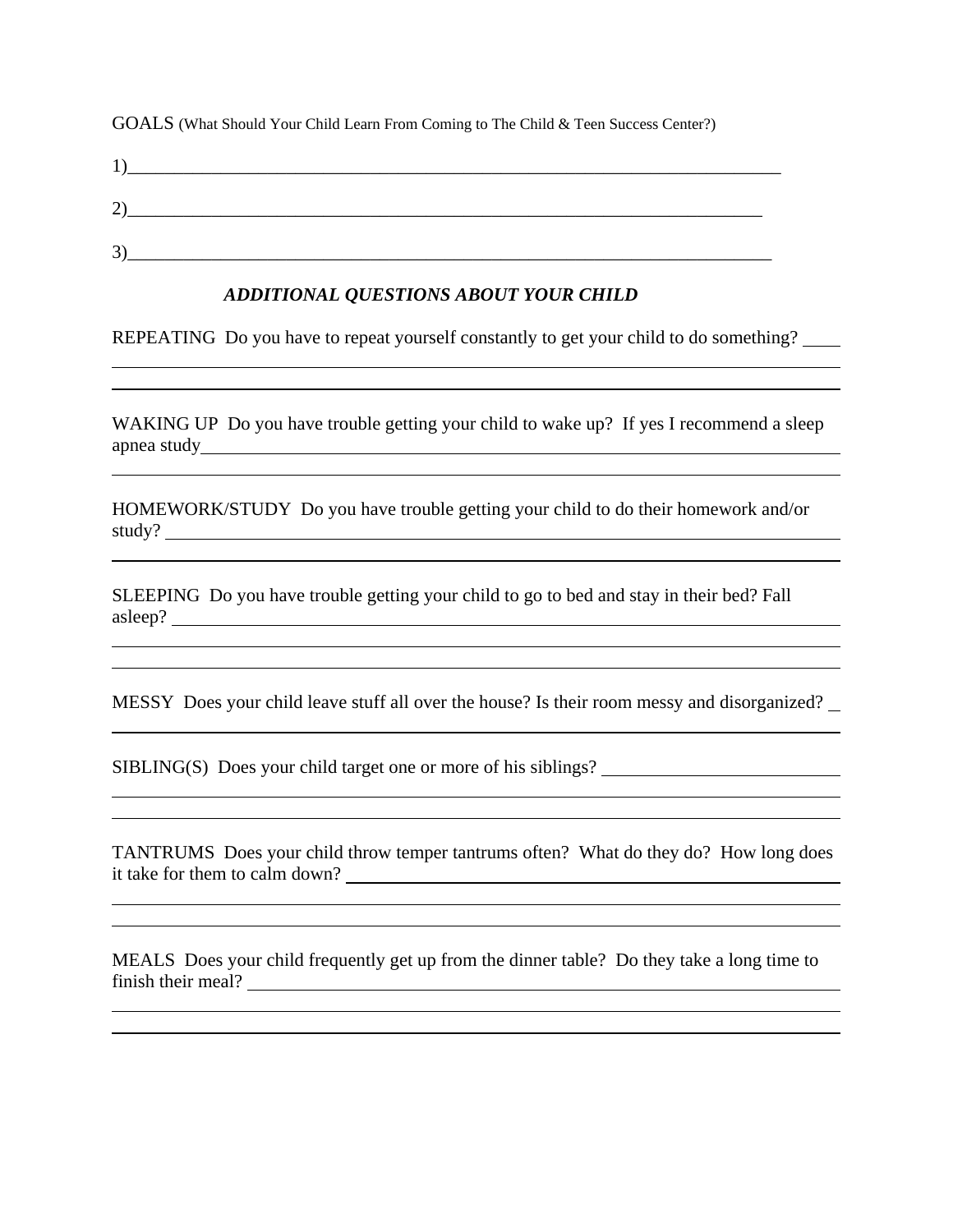GOALS (What Should Your Child Learn From Coming to The Child & Teen Success Center?)

1)\_\_\_\_\_\_\_\_\_\_\_\_\_\_\_\_\_\_\_\_\_\_\_\_\_\_\_\_\_\_\_\_\_\_\_\_\_\_\_\_\_\_\_\_\_\_\_\_\_\_\_\_\_\_\_\_\_\_\_\_\_\_\_\_\_\_\_\_\_\_\_\_

2)\_\_\_\_\_\_\_\_\_\_\_\_\_\_\_\_\_\_\_\_\_\_\_\_\_\_\_\_\_\_\_\_\_\_\_\_\_\_\_\_\_\_\_\_\_\_\_\_\_\_\_\_\_\_\_\_\_\_\_\_\_\_\_\_\_\_\_\_

3)\_\_\_\_\_\_\_\_\_\_\_\_\_\_\_\_\_\_\_\_\_\_\_\_\_\_\_\_\_\_\_\_\_\_\_\_\_\_\_\_\_\_\_\_\_\_\_\_\_\_\_\_\_\_\_\_\_\_\_\_\_\_\_\_\_\_\_\_\_

### *ADDITIONAL QUESTIONS ABOUT YOUR CHILD*

REPEATING Do you have to repeat yourself constantly to get your child to do something? \_\_\_\_

WAKING UP Do you have trouble getting your child to wake up? If yes I recommend a sleep apnea study\_\_\_\_\_\_\_\_\_\_\_\_\_\_\_\_\_\_\_\_\_\_\_\_\_\_\_\_\_\_\_\_\_\_\_\_\_\_\_\_\_\_\_\_\_\_\_\_

HOMEWORK/STUDY Do you have trouble getting your child to do their homework and/or study? \_\_\_\_\_\_\_\_\_\_\_\_\_\_\_\_\_\_\_\_\_\_\_\_\_\_\_\_\_\_\_\_\_\_\_\_\_\_\_\_\_\_\_\_\_\_\_\_

SLEEPING Do you have trouble getting your child to go to bed and stay in their bed? Fall asleep? \_\_\_\_\_\_\_\_\_\_\_\_\_\_\_\_\_\_\_\_\_\_\_\_\_\_\_\_\_\_\_\_\_\_\_\_\_\_\_\_\_\_\_\_\_\_\_\_

MESSY Does your child leave stuff all over the house? Is their room messy and disorganized? \_

SIBLING(S) Does your child target one or more of his siblings? \_\_\_\_\_\_\_\_\_\_\_\_\_\_\_\_\_\_\_\_\_\_\_\_\_\_

TANTRUMS Does your child throw temper tantrums often? What do they do? How long does it take for them to calm down? \_\_\_\_\_\_\_\_\_\_\_\_\_\_\_\_\_\_\_\_\_\_\_\_\_\_\_\_\_\_\_\_\_\_\_\_\_\_\_\_\_\_\_\_\_\_\_\_

MEALS Does your child frequently get up from the dinner table? Do they take a long time to finish their meal? \_\_\_\_\_\_\_\_\_\_\_\_\_\_\_\_\_\_\_\_\_\_\_\_\_\_\_\_\_\_\_\_\_\_\_\_\_\_\_\_\_\_\_\_\_\_\_\_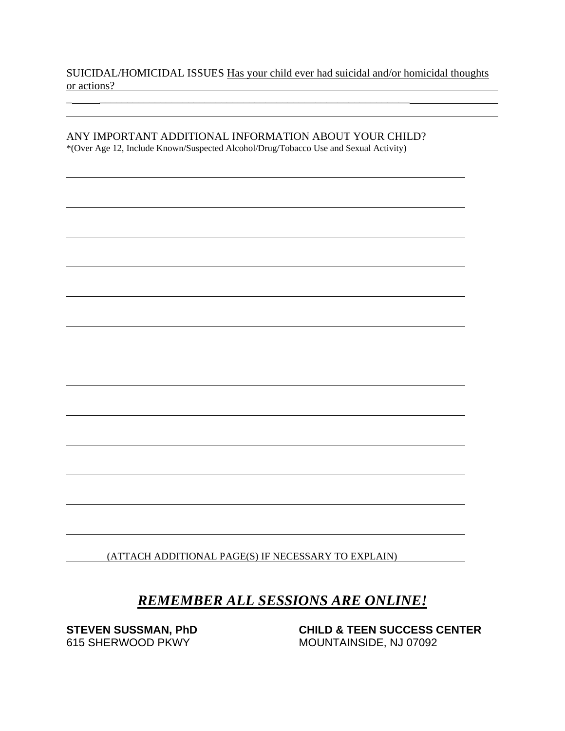SUICIDAL/HOMICIDAL ISSUES Has your child ever had suicidal and/or homicidal thoughts or actions?

_______________________________________________________________________________

_______________________________________________________________________________

ANY IMPORTANT ADDITIONAL INFORMATION ABOUT YOUR CHILD?
*(Over Age 12, Include Known/Suspected Alcohol/Drug/Tobacco Use and Sexual Activity)

_______________________________________________________________________________

_______________________________________________________________________________

_______________________________________________________________________________

_______________________________________________________________________________

_______________________________________________________________________________

_______________________________________________________________________________

_______________________________________________________________________________

_______________________________________________________________________________

_______________________________________________________________________________

_______________________________________________________________________________

_______________________________________________________________________________

_______________________________________________________________________________

_______________________________________________________________________________

(ATTACH ADDITIONAL PAGE(S) IF NECESSARY TO EXPLAIN)

## ***REMEMBER ALL SESSIONS ARE ONLINE!***

**STEVEN SUSSMAN, PhD**
615 SHERWOOD PKWY

**CHILD & TEEN SUCCESS CENTER**
MOUNTAINSIDE, NJ 07092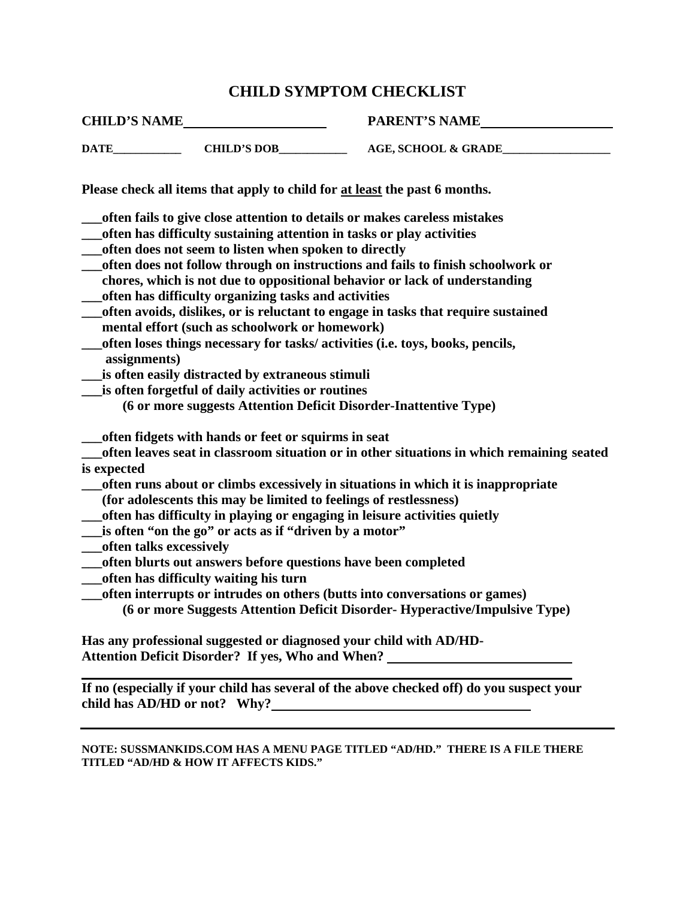# CHILD SYMPTOM CHECKLIST

**CHILD'S NAME**\_\_\_\_\_\_\_\_\_\_\_\_\_\_\_\_\_\_\_\_\_\_ **PARENT'S NAME**\_\_\_\_\_\_\_\_\_\_\_\_\_\_\_\_\_\_\_\_

**DATE**\_\_\_\_\_\_\_\_\_\_\_\_ **CHILD'S DOB**\_\_\_\_\_\_\_\_\_\_\_\_ **AGE, SCHOOL & GRADE**\_\_\_\_\_\_\_\_\_\_\_\_\_\_\_\_\_\_\_

**Please check all items that apply to child for <u>at least</u> the past 6 months.**

**\_\_\_often fails to give close attention to details or makes careless mistakes**
**\_\_\_often has difficulty sustaining attention in tasks or play activities**
**\_\_\_often does not seem to listen when spoken to directly**
**\_\_\_often does not follow through on instructions and fails to finish schoolwork or chores, which is not due to oppositional behavior or lack of understanding**
**\_\_\_often has difficulty organizing tasks and activities**
**\_\_\_often avoids, dislikes, or is reluctant to engage in tasks that require sustained mental effort (such as schoolwork or homework)**
**\_\_\_often loses things necessary for tasks/ activities (i.e. toys, books, pencils, assignments)**
**\_\_\_is often easily distracted by extraneous stimuli**
**\_\_\_is often forgetful of daily activities or routines**

**(6 or more suggests Attention Deficit Disorder-Inattentive Type)**

**\_\_\_often fidgets with hands or feet or squirms in seat**
**\_\_\_often leaves seat in classroom situation or in other situations in which remaining seated is expected**
**\_\_\_often runs about or climbs excessively in situations in which it is inappropriate (for adolescents this may be limited to feelings of restlessness)**
**\_\_\_often has difficulty in playing or engaging in leisure activities quietly**
**\_\_\_is often "on the go" or acts as if "driven by a motor"**
**\_\_\_often talks excessively**
**\_\_\_often blurts out answers before questions have been completed**
**\_\_\_often has difficulty waiting his turn**
**\_\_\_often interrupts or intrudes on others (butts into conversations or games)**

**(6 or more Suggests Attention Deficit Disorder- Hyperactive/Impulsive Type)**

**Has any professional suggested or diagnosed your child with AD/HD- Attention Deficit Disorder? If yes, Who and When?** \_\_\_\_\_\_\_\_\_\_\_\_\_\_\_\_\_\_\_\_\_\_\_\_\_\_\_\_

\_\_\_\_\_\_\_\_\_\_\_\_\_\_\_\_\_\_\_\_\_\_\_\_\_\_\_\_\_\_\_\_\_\_\_\_\_\_\_\_\_\_\_\_\_\_\_\_\_\_\_\_\_\_\_\_\_\_\_\_\_\_\_\_\_\_\_\_\_\_

**If no (especially if your child has several of the above checked off) do you suspect your child has AD/HD or not? Why?**\_\_\_\_\_\_\_\_\_\_\_\_\_\_\_\_\_\_\_\_\_\_\_\_\_\_\_\_\_\_\_\_\_\_\_\_\_\_\_\_\_\_

---

**NOTE: SUSSMANKIDS.COM HAS A MENU PAGE TITLED "AD/HD." THERE IS A FILE THERE TITLED "AD/HD & HOW IT AFFECTS KIDS."**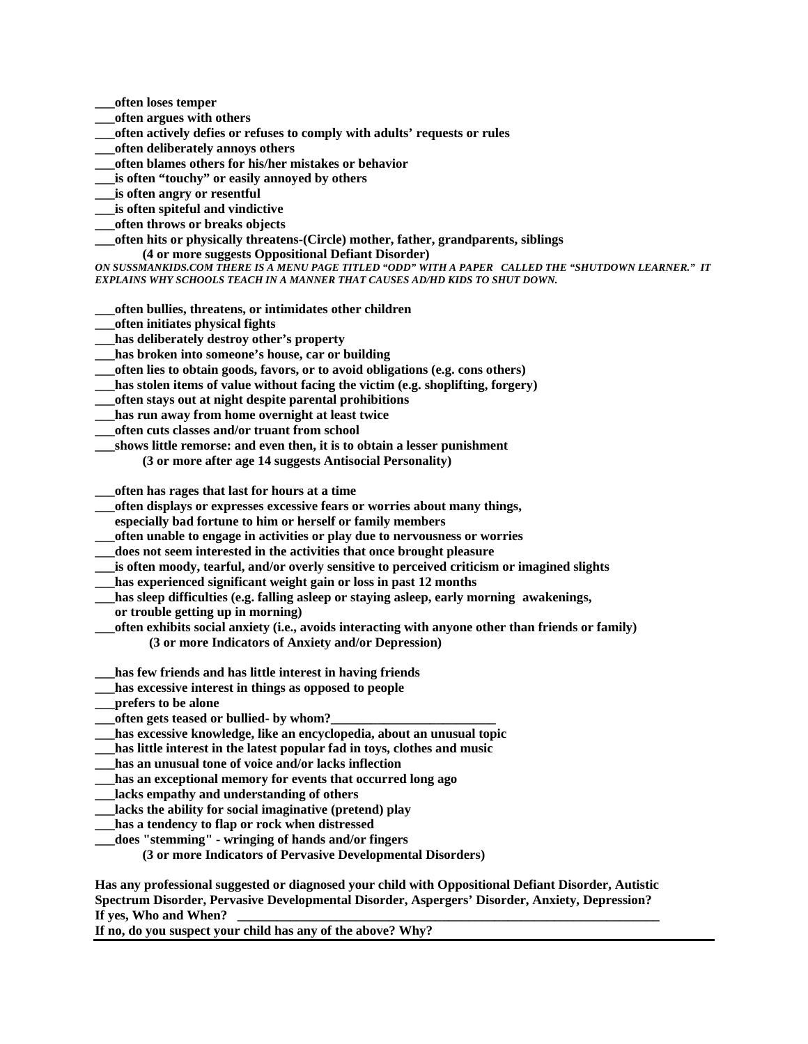**___often loses temper**
**___often argues with others**
**___often actively defies or refuses to comply with adults' requests or rules**
**___often deliberately annoys others**
**___often blames others for his/her mistakes or behavior**
**___is often "touchy" or easily annoyed by others**
**___is often angry or resentful**
**___is often spiteful and vindictive**
**___often throws or breaks objects**
**___often hits or physically threatens-(Circle) mother, father, grandparents, siblings**

**(4 or more suggests Oppositional Defiant Disorder)**

***ON SUSSMANKIDS.COM THERE IS A MENU PAGE TITLED "ODD" WITH A PAPER CALLED THE "SHUTDOWN LEARNER." IT EXPLAINS WHY SCHOOLS TEACH IN A MANNER THAT CAUSES AD/HD KIDS TO SHUT DOWN.***

**___often bullies, threatens, or intimidates other children**
**___often initiates physical fights**
**___has deliberately destroy other's property**
**___has broken into someone's house, car or building**
**___often lies to obtain goods, favors, or to avoid obligations (e.g. cons others)**
**___has stolen items of value without facing the victim (e.g. shoplifting, forgery)**
**___often stays out at night despite parental prohibitions**
**___has run away from home overnight at least twice**
**___often cuts classes and/or truant from school**
**___shows little remorse: and even then, it is to obtain a lesser punishment**

**(3 or more after age 14 suggests Antisocial Personality)**

**___often has rages that last for hours at a time**
**___often displays or expresses excessive fears or worries about many things, especially bad fortune to him or herself or family members**
**___often unable to engage in activities or play due to nervousness or worries**
**___does not seem interested in the activities that once brought pleasure**
**___is often moody, tearful, and/or overly sensitive to perceived criticism or imagined slights**
**___has experienced significant weight gain or loss in past 12 months**
**___has sleep difficulties (e.g. falling asleep or staying asleep, early morning awakenings, or trouble getting up in morning)**
**___often exhibits social anxiety (i.e., avoids interacting with anyone other than friends or family)**

**(3 or more Indicators of Anxiety and/or Depression)**

**___has few friends and has little interest in having friends**
**___has excessive interest in things as opposed to people**
**___prefers to be alone**
**___often gets teased or bullied- by whom?_________________________**
**___has excessive knowledge, like an encyclopedia, about an unusual topic**
**___has little interest in the latest popular fad in toys, clothes and music**
**___has an unusual tone of voice and/or lacks inflection**
**___has an exceptional memory for events that occurred long ago**
**___lacks empathy and understanding of others**
**___lacks the ability for social imaginative (pretend) play**
**___has a tendency to flap or rock when distressed**
**___does "stemming" - wringing of hands and/or fingers**

**(3 or more Indicators of Pervasive Developmental Disorders)**

**Has any professional suggested or diagnosed your child with Oppositional Defiant Disorder, Autistic Spectrum Disorder, Pervasive Developmental Disorder, Aspergers' Disorder, Anxiety, Depression?**
**If yes, Who and When? _______________________________________________________________**
**If no, do you suspect your child has any of the above? Why?**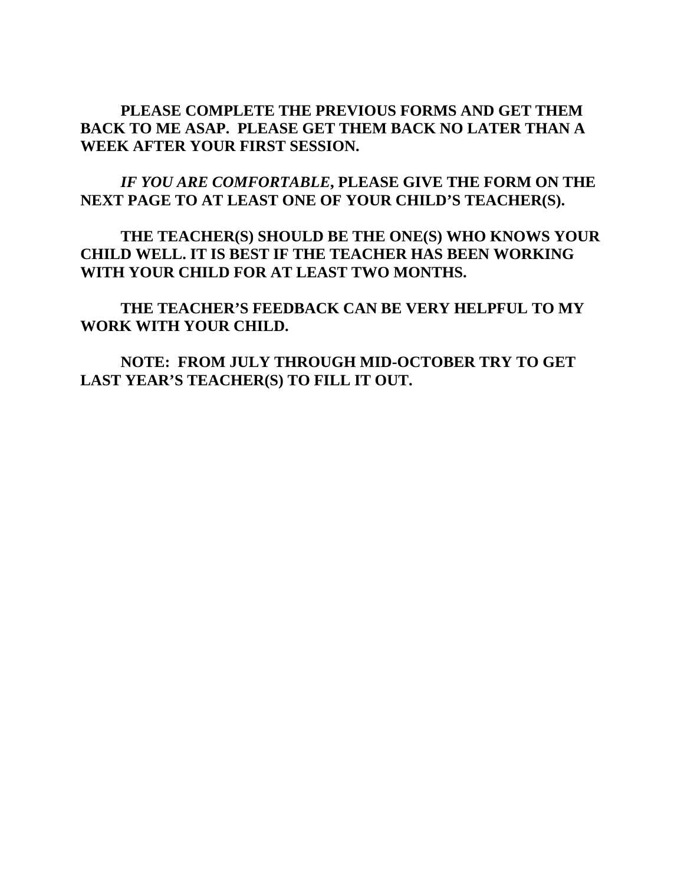**PLEASE COMPLETE THE PREVIOUS FORMS AND GET THEM BACK TO ME ASAP. PLEASE GET THEM BACK NO LATER THAN A WEEK AFTER YOUR FIRST SESSION.**

***IF YOU ARE COMFORTABLE*, PLEASE GIVE THE FORM ON THE NEXT PAGE TO AT LEAST ONE OF YOUR CHILD'S TEACHER(S).**

**THE TEACHER(S) SHOULD BE THE ONE(S) WHO KNOWS YOUR CHILD WELL. IT IS BEST IF THE TEACHER HAS BEEN WORKING WITH YOUR CHILD FOR AT LEAST TWO MONTHS.**

**THE TEACHER'S FEEDBACK CAN BE VERY HELPFUL TO MY WORK WITH YOUR CHILD.**

**NOTE: FROM JULY THROUGH MID-OCTOBER TRY TO GET LAST YEAR'S TEACHER(S) TO FILL IT OUT.**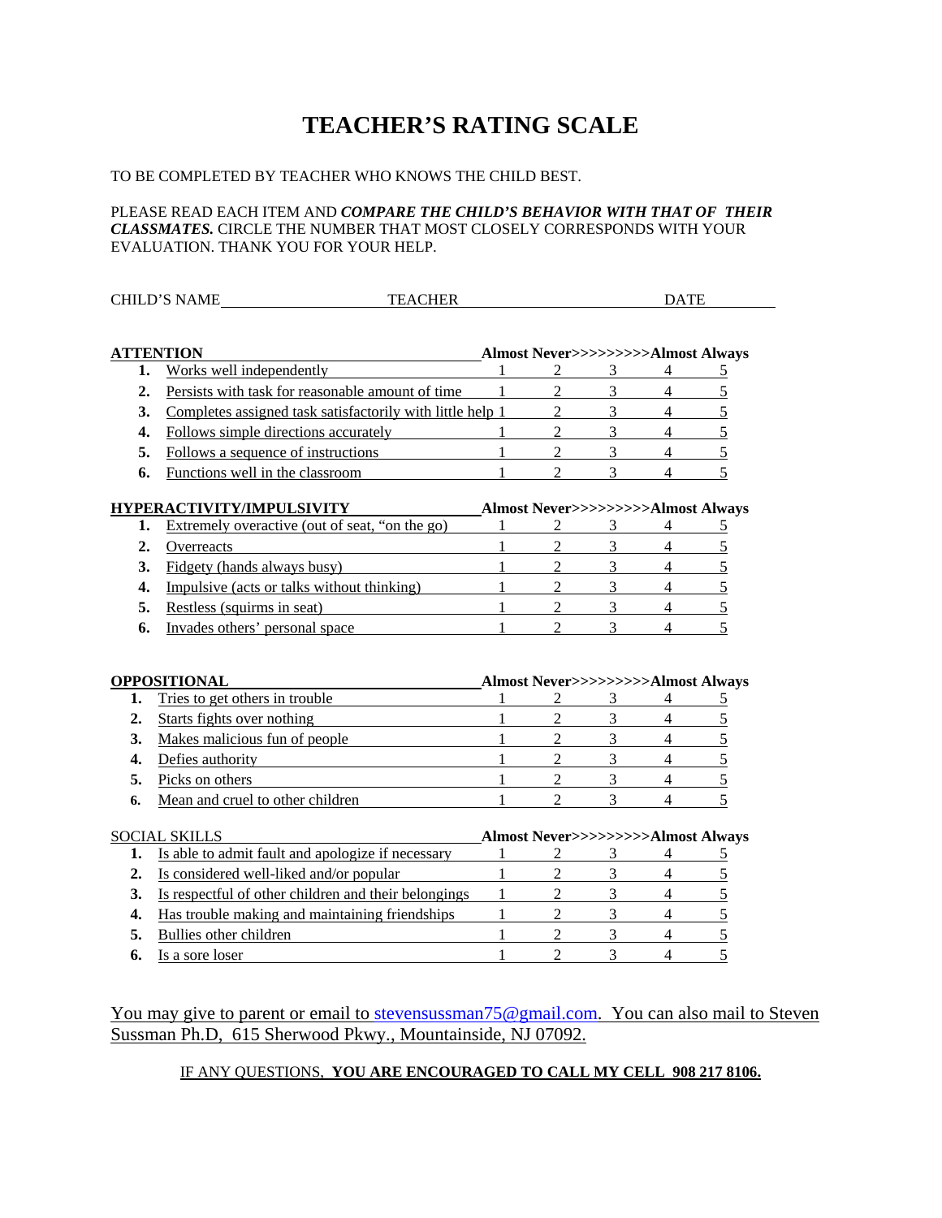# TEACHER'S RATING SCALE

TO BE COMPLETED BY TEACHER WHO KNOWS THE CHILD BEST.

PLEASE READ EACH ITEM AND ***COMPARE THE CHILD'S BEHAVIOR WITH THAT OF THEIR CLASSMATES.*** CIRCLE THE NUMBER THAT MOST CLOSELY CORRESPONDS WITH YOUR EVALUATION. THANK YOU FOR YOUR HELP.

CHILD'S NAME\_\_\_\_\_\_\_\_\_\_\_\_\_\_\_\_\_\_\_\_ TEACHER\_\_\_\_\_\_\_\_\_\_\_\_\_\_\_\_\_\_\_\_ DATE\_\_\_\_\_\_\_\_\_\_

| **ATTENTION** | **Almost Never>>>>>>>>>** | | | | **Almost Always** |
|---|---|---|---|---|---|
| **1.** Works well independently | 1 | 2 | 3 | 4 | 5 |
| **2.** Persists with task for reasonable amount of time | 1 | 2 | 3 | 4 | 5 |
| **3.** Completes assigned task satisfactorily with little help | 1 | 2 | 3 | 4 | 5 |
| **4.** Follows simple directions accurately | 1 | 2 | 3 | 4 | 5 |
| **5.** Follows a sequence of instructions | 1 | 2 | 3 | 4 | 5 |
| **6.** Functions well in the classroom | 1 | 2 | 3 | 4 | 5 |

| **HYPERACTIVITY/IMPULSIVITY** | **Almost Never>>>>>>>>>** | | | | **Almost Always** |
|---|---|---|---|---|---|
| **1.** Extremely overactive (out of seat, "on the go) | 1 | 2 | 3 | 4 | 5 |
| **2.** Overreacts | 1 | 2 | 3 | 4 | 5 |
| **3.** Fidgety (hands always busy) | 1 | 2 | 3 | 4 | 5 |
| **4.** Impulsive (acts or talks without thinking) | 1 | 2 | 3 | 4 | 5 |
| **5.** Restless (squirms in seat) | 1 | 2 | 3 | 4 | 5 |
| **6.** Invades others' personal space | 1 | 2 | 3 | 4 | 5 |

| **OPPOSITIONAL** | **Almost Never>>>>>>>>>** | | | | **Almost Always** |
|---|---|---|---|---|---|
| **1.** Tries to get others in trouble | 1 | 2 | 3 | 4 | 5 |
| **2.** Starts fights over nothing | 1 | 2 | 3 | 4 | 5 |
| **3.** Makes malicious fun of people | 1 | 2 | 3 | 4 | 5 |
| **4.** Defies authority | 1 | 2 | 3 | 4 | 5 |
| **5.** Picks on others | 1 | 2 | 3 | 4 | 5 |
| **6.** Mean and cruel to other children | 1 | 2 | 3 | 4 | 5 |

| SOCIAL SKILLS | **Almost Never>>>>>>>>>** | | | | **Almost Always** |
|---|---|---|---|---|---|
| **1.** Is able to admit fault and apologize if necessary | 1 | 2 | 3 | 4 | 5 |
| **2.** Is considered well-liked and/or popular | 1 | 2 | 3 | 4 | 5 |
| **3.** Is respectful of other children and their belongings | 1 | 2 | 3 | 4 | 5 |
| **4.** Has trouble making and maintaining friendships | 1 | 2 | 3 | 4 | 5 |
| **5.** Bullies other children | 1 | 2 | 3 | 4 | 5 |
| **6.** Is a sore loser | 1 | 2 | 3 | 4 | 5 |

You may give to parent or email to stevensussman75@gmail.com. You can also mail to Steven Sussman Ph.D, 615 Sherwood Pkwy., Mountainside, NJ 07092.

IF ANY QUESTIONS, **YOU ARE ENCOURAGED TO CALL MY CELL 908 217 8106.**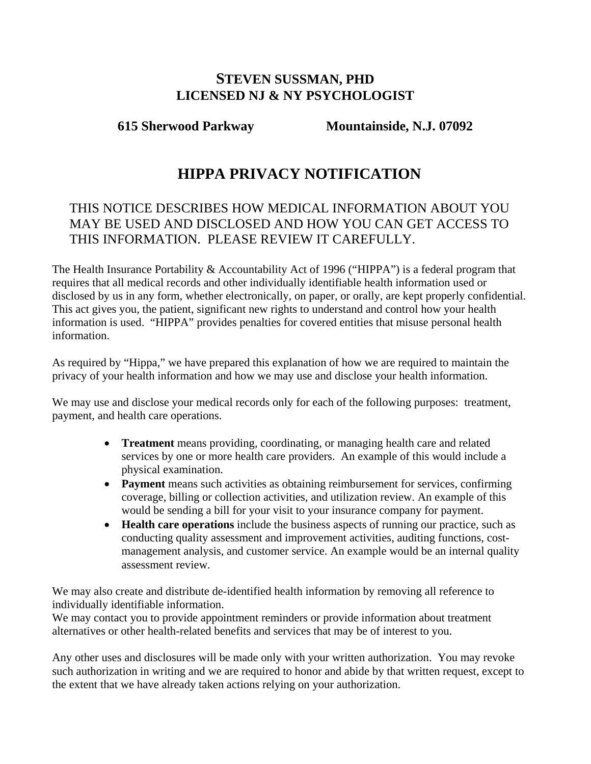# STEVEN SUSSMAN, PHD
# LICENSED NJ & NY PSYCHOLOGIST

**615 Sherwood Parkway Mountainside, N.J. 07092**

## HIPPA PRIVACY NOTIFICATION

THIS NOTICE DESCRIBES HOW MEDICAL INFORMATION ABOUT YOU MAY BE USED AND DISCLOSED AND HOW YOU CAN GET ACCESS TO THIS INFORMATION. PLEASE REVIEW IT CAREFULLY.

The Health Insurance Portability & Accountability Act of 1996 ("HIPPA") is a federal program that requires that all medical records and other individually identifiable health information used or disclosed by us in any form, whether electronically, on paper, or orally, are kept properly confidential. This act gives you, the patient, significant new rights to understand and control how your health information is used. "HIPPA" provides penalties for covered entities that misuse personal health information.

As required by "Hippa," we have prepared this explanation of how we are required to maintain the privacy of your health information and how we may use and disclose your health information.

We may use and disclose your medical records only for each of the following purposes: treatment, payment, and health care operations.

- **Treatment** means providing, coordinating, or managing health care and related services by one or more health care providers. An example of this would include a physical examination.
- **Payment** means such activities as obtaining reimbursement for services, confirming coverage, billing or collection activities, and utilization review. An example of this would be sending a bill for your visit to your insurance company for payment.
- **Health care operations** include the business aspects of running our practice, such as conducting quality assessment and improvement activities, auditing functions, cost-management analysis, and customer service. An example would be an internal quality assessment review.

We may also create and distribute de-identified health information by removing all reference to individually identifiable information.
We may contact you to provide appointment reminders or provide information about treatment alternatives or other health-related benefits and services that may be of interest to you.

Any other uses and disclosures will be made only with your written authorization. You may revoke such authorization in writing and we are required to honor and abide by that written request, except to the extent that we have already taken actions relying on your authorization.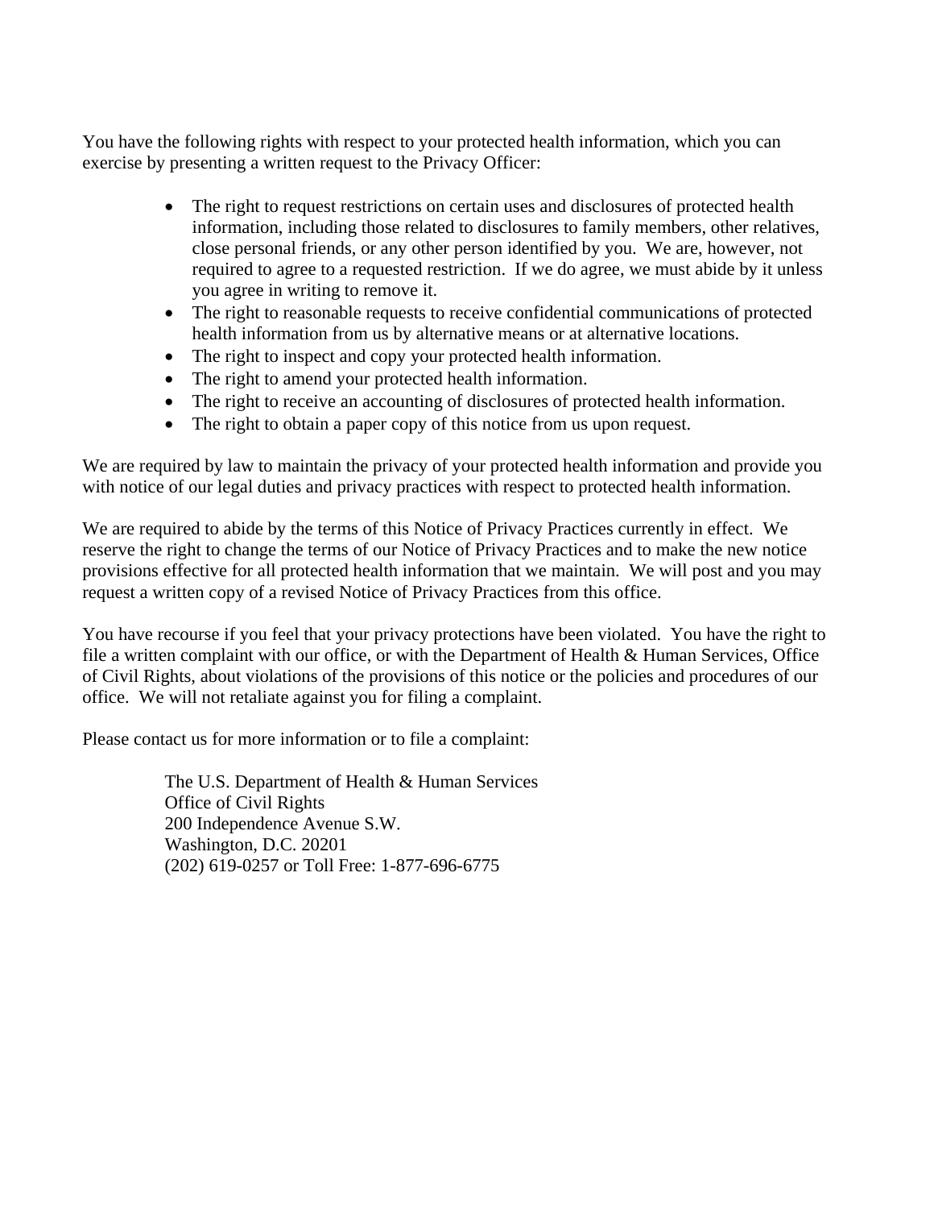You have the following rights with respect to your protected health information, which you can exercise by presenting a written request to the Privacy Officer:

- The right to request restrictions on certain uses and disclosures of protected health information, including those related to disclosures to family members, other relatives, close personal friends, or any other person identified by you. We are, however, not required to agree to a requested restriction. If we do agree, we must abide by it unless you agree in writing to remove it.
- The right to reasonable requests to receive confidential communications of protected health information from us by alternative means or at alternative locations.
- The right to inspect and copy your protected health information.
- The right to amend your protected health information.
- The right to receive an accounting of disclosures of protected health information.
- The right to obtain a paper copy of this notice from us upon request.

We are required by law to maintain the privacy of your protected health information and provide you with notice of our legal duties and privacy practices with respect to protected health information.

We are required to abide by the terms of this Notice of Privacy Practices currently in effect. We reserve the right to change the terms of our Notice of Privacy Practices and to make the new notice provisions effective for all protected health information that we maintain. We will post and you may request a written copy of a revised Notice of Privacy Practices from this office.

You have recourse if you feel that your privacy protections have been violated. You have the right to file a written complaint with our office, or with the Department of Health & Human Services, Office of Civil Rights, about violations of the provisions of this notice or the policies and procedures of our office. We will not retaliate against you for filing a complaint.

Please contact us for more information or to file a complaint:

The U.S. Department of Health & Human Services
Office of Civil Rights
200 Independence Avenue S.W.
Washington, D.C. 20201
(202) 619-0257 or Toll Free: 1-877-696-6775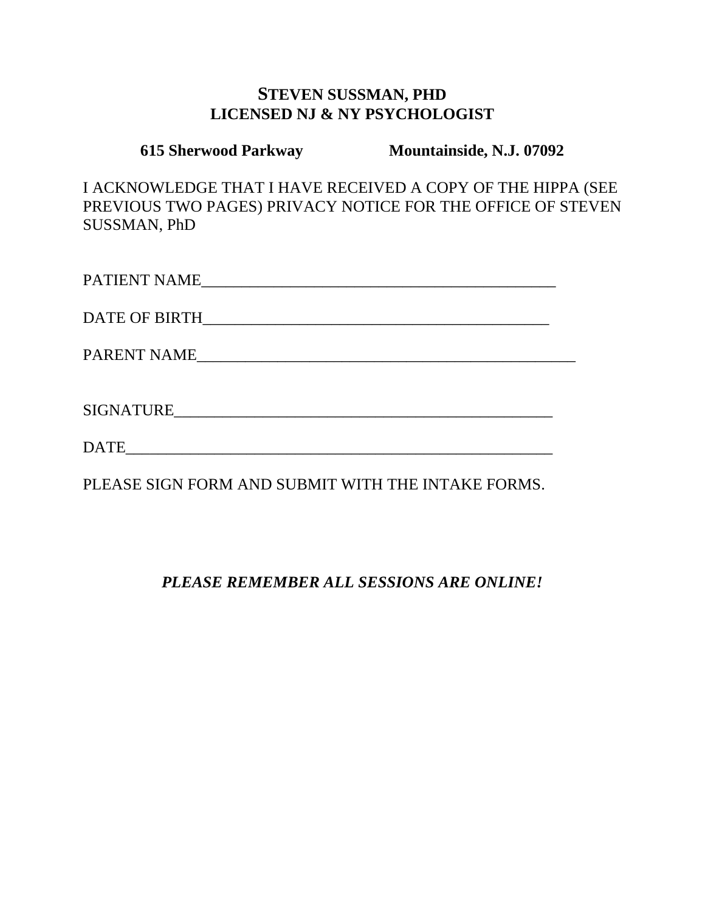**STEVEN SUSSMAN, PHD**
**LICENSED NJ & NY PSYCHOLOGIST**

**615 Sherwood Parkway** **Mountainside, N.J. 07092**

I ACKNOWLEDGE THAT I HAVE RECEIVED A COPY OF THE HIPPA (SEE PREVIOUS TWO PAGES) PRIVACY NOTICE FOR THE OFFICE OF STEVEN SUSSMAN, PhD

PATIENT NAME_______________________________________________

DATE OF BIRTH_____________________________________________

PARENT NAME_______________________________________________

SIGNATURE_________________________________________________

DATE______________________________________________________

PLEASE SIGN FORM AND SUBMIT WITH THE INTAKE FORMS.

***PLEASE REMEMBER ALL SESSIONS ARE ONLINE!***